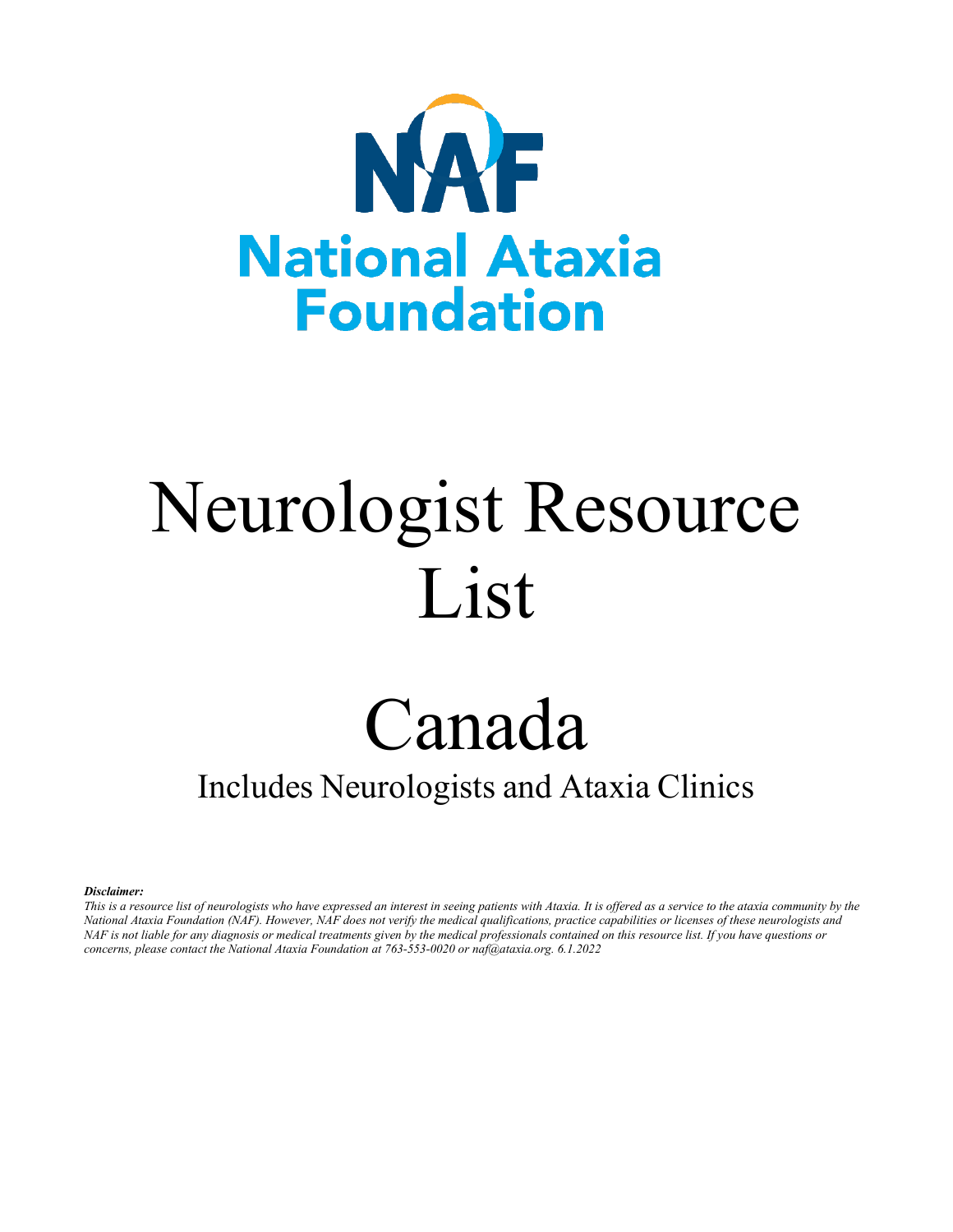NAF

National Ataxia Foundation

# Neurologist Resource List

# Canada

## Includes Neurologists and Ataxia Clinics

***Disclaimer:***

*This is a resource list of neurologists who have expressed an interest in seeing patients with Ataxia. It is offered as a service to the ataxia community by the National Ataxia Foundation (NAF). However, NAF does not verify the medical qualifications, practice capabilities or licenses of these neurologists and NAF is not liable for any diagnosis or medical treatments given by the medical professionals contained on this resource list. If you have questions or concerns, please contact the National Ataxia Foundation at 763-553-0020 or naf@ataxia.org. 6.1.2022*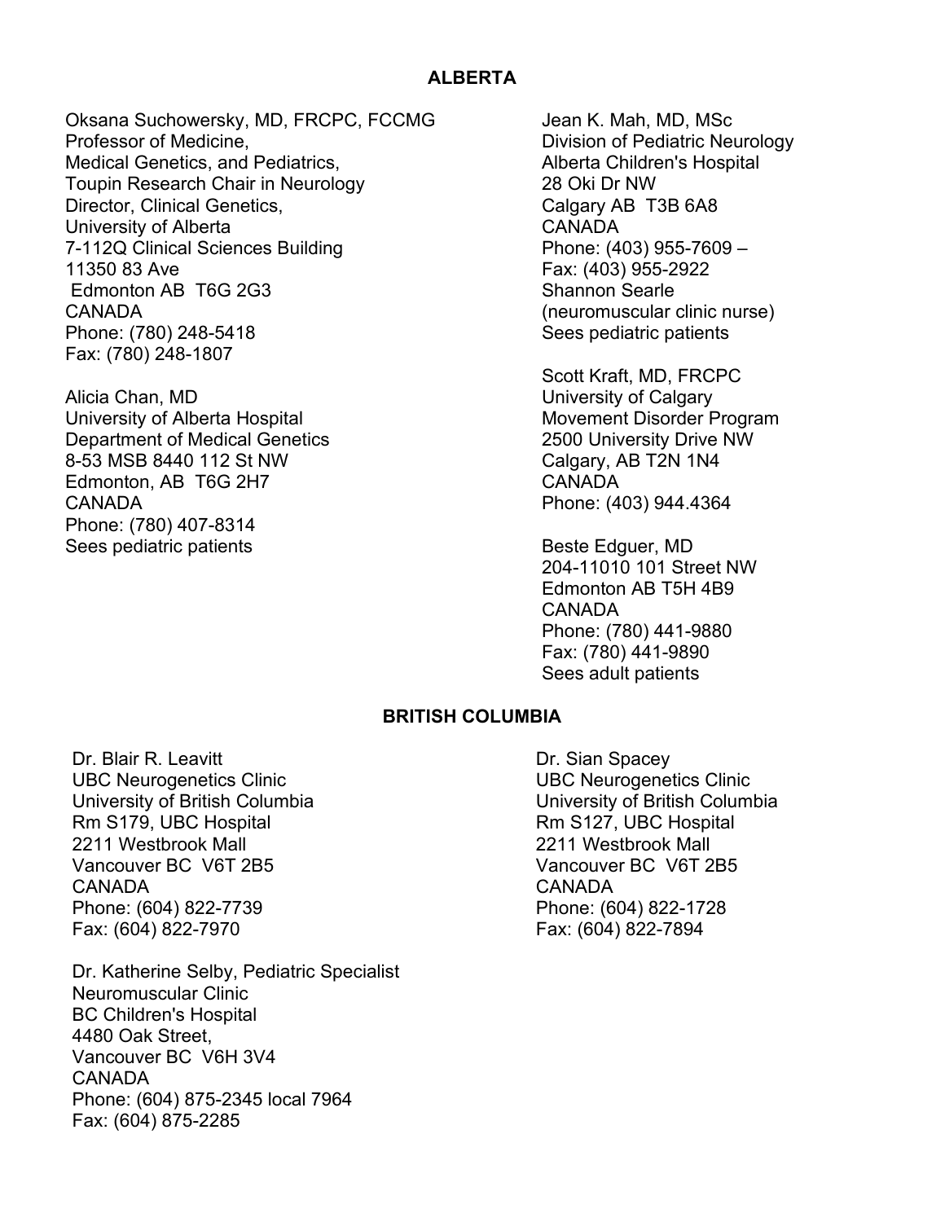## ALBERTA

Oksana Suchowersky, MD, FRCPC, FCCMG
Professor of Medicine,
Medical Genetics, and Pediatrics,
Toupin Research Chair in Neurology
Director, Clinical Genetics,
University of Alberta
7-112Q Clinical Sciences Building
11350 83 Ave
Edmonton AB T6G 2G3
CANADA
Phone: (780) 248-5418
Fax: (780) 248-1807

Alicia Chan, MD
University of Alberta Hospital
Department of Medical Genetics
8-53 MSB 8440 112 St NW
Edmonton, AB T6G 2H7
CANADA
Phone: (780) 407-8314
Sees pediatric patients

Jean K. Mah, MD, MSc
Division of Pediatric Neurology
Alberta Children's Hospital
28 Oki Dr NW
Calgary AB T3B 6A8
CANADA
Phone: (403) 955-7609 –
Fax: (403) 955-2922
Shannon Searle
(neuromuscular clinic nurse)
Sees pediatric patients

Scott Kraft, MD, FRCPC
University of Calgary
Movement Disorder Program
2500 University Drive NW
Calgary, AB T2N 1N4
CANADA
Phone: (403) 944.4364

Beste Edguer, MD
204-11010 101 Street NW
Edmonton AB T5H 4B9
CANADA
Phone: (780) 441-9880
Fax: (780) 441-9890
Sees adult patients

## BRITISH COLUMBIA

Dr. Blair R. Leavitt
UBC Neurogenetics Clinic
University of British Columbia
Rm S179, UBC Hospital
2211 Westbrook Mall
Vancouver BC V6T 2B5
CANADA
Phone: (604) 822-7739
Fax: (604) 822-7970

Dr. Katherine Selby, Pediatric Specialist
Neuromuscular Clinic
BC Children's Hospital
4480 Oak Street,
Vancouver BC V6H 3V4
CANADA
Phone: (604) 875-2345 local 7964
Fax: (604) 875-2285

Dr. Sian Spacey
UBC Neurogenetics Clinic
University of British Columbia
Rm S127, UBC Hospital
2211 Westbrook Mall
Vancouver BC V6T 2B5
CANADA
Phone: (604) 822-1728
Fax: (604) 822-7894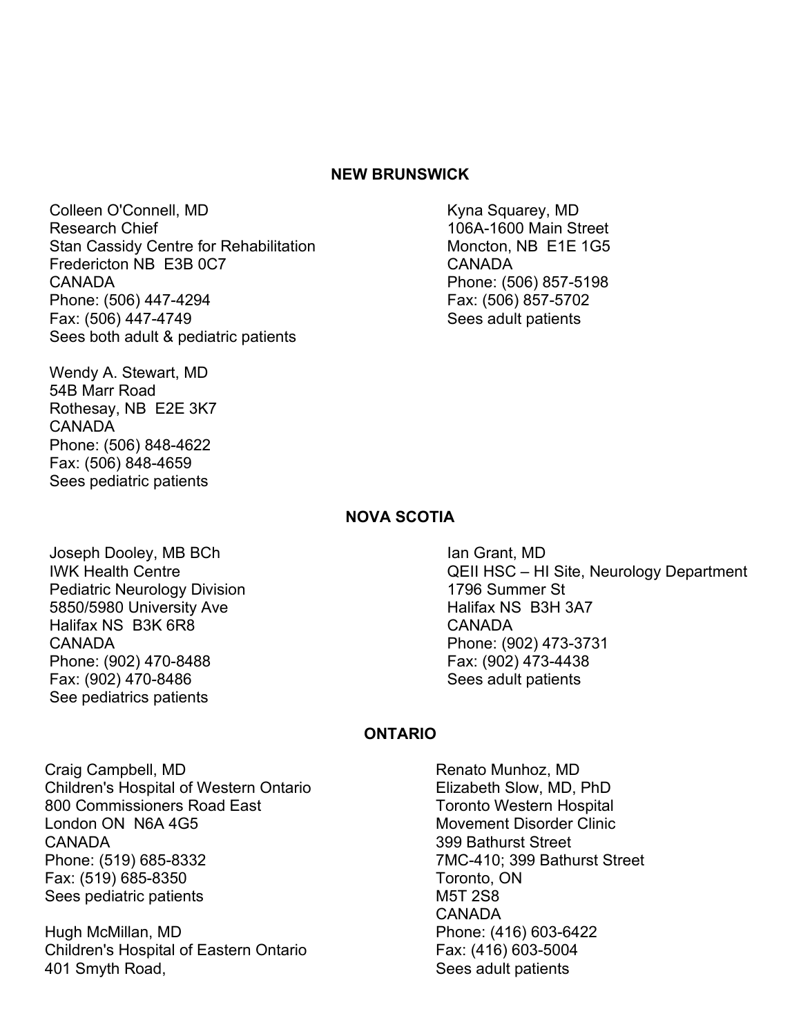## NEW BRUNSWICK

Colleen O'Connell, MD
Research Chief
Stan Cassidy Centre for Rehabilitation
Fredericton NB E3B 0C7
CANADA
Phone: (506) 447-4294
Fax: (506) 447-4749
Sees both adult & pediatric patients

Wendy A. Stewart, MD
54B Marr Road
Rothesay, NB E2E 3K7
CANADA
Phone: (506) 848-4622
Fax: (506) 848-4659
Sees pediatric patients

Kyna Squarey, MD
106A-1600 Main Street
Moncton, NB E1E 1G5
CANADA
Phone: (506) 857-5198
Fax: (506) 857-5702
Sees adult patients

## NOVA SCOTIA

Joseph Dooley, MB BCh
IWK Health Centre
Pediatric Neurology Division
5850/5980 University Ave
Halifax NS B3K 6R8
CANADA
Phone: (902) 470-8488
Fax: (902) 470-8486
See pediatrics patients

Ian Grant, MD
QEII HSC – HI Site, Neurology Department
1796 Summer St
Halifax NS B3H 3A7
CANADA
Phone: (902) 473-3731
Fax: (902) 473-4438
Sees adult patients

## ONTARIO

Craig Campbell, MD
Children's Hospital of Western Ontario
800 Commissioners Road East
London ON N6A 4G5
CANADA
Phone: (519) 685-8332
Fax: (519) 685-8350
Sees pediatric patients

Hugh McMillan, MD
Children's Hospital of Eastern Ontario
401 Smyth Road,

Renato Munhoz, MD
Elizabeth Slow, MD, PhD
Toronto Western Hospital
Movement Disorder Clinic
399 Bathurst Street
7MC-410; 399 Bathurst Street
Toronto, ON
M5T 2S8
CANADA
Phone: (416) 603-6422
Fax: (416) 603-5004
Sees adult patients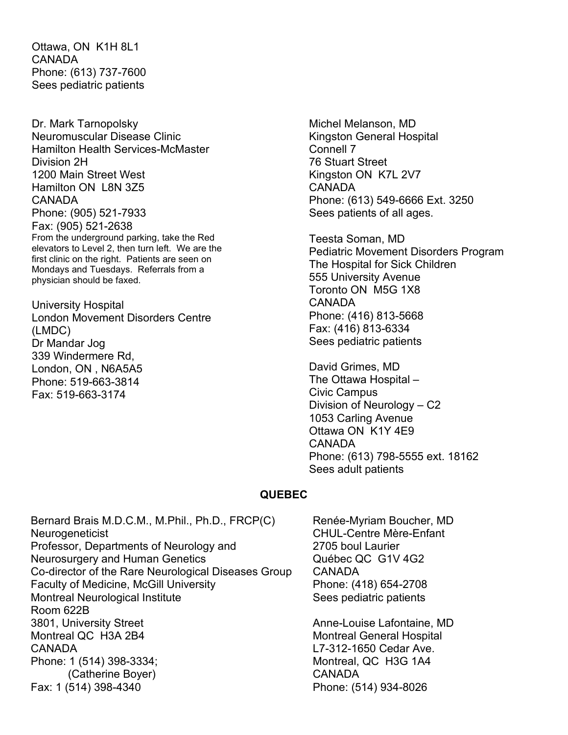Ottawa, ON  K1H 8L1
CANADA
Phone: (613) 737-7600
Sees pediatric patients

Dr. Mark Tarnopolsky
Neuromuscular Disease Clinic
Hamilton Health Services-McMaster
Division 2H
1200 Main Street West
Hamilton ON  L8N 3Z5
CANADA
Phone: (905) 521-7933
Fax: (905) 521-2638
From the underground parking, take the Red elevators to Level 2, then turn left.  We are the first clinic on the right.  Patients are seen on Mondays and Tuesdays.  Referrals from a physician should be faxed.

University Hospital
London Movement Disorders Centre (LMDC)
Dr Mandar Jog
339 Windermere Rd,
London, ON , N6A5A5
Phone: 519-663-3814
Fax: 519-663-3174

Michel Melanson, MD
Kingston General Hospital
Connell 7
76 Stuart Street
Kingston ON  K7L 2V7
CANADA
Phone: (613) 549-6666 Ext. 3250
Sees patients of all ages.

Teesta Soman, MD
Pediatric Movement Disorders Program
The Hospital for Sick Children
555 University Avenue
Toronto ON  M5G 1X8
CANADA
Phone: (416) 813-5668
Fax: (416) 813-6334
Sees pediatric patients

David Grimes, MD
The Ottawa Hospital –
Civic Campus
Division of Neurology – C2
1053 Carling Avenue
Ottawa ON  K1Y 4E9
CANADA
Phone: (613) 798-5555 ext. 18162
Sees adult patients

## QUEBEC

Bernard Brais M.D.C.M., M.Phil., Ph.D., FRCP(C)
Neurogeneticist
Professor, Departments of Neurology and Neurosurgery and Human Genetics
Co-director of the Rare Neurological Diseases Group
Faculty of Medicine, McGill University
Montreal Neurological Institute
Room 622B
3801, University Street
Montreal QC  H3A 2B4
CANADA
Phone: 1 (514) 398-3334;
(Catherine Boyer)
Fax: 1 (514) 398-4340

Renée-Myriam Boucher, MD
CHUL-Centre Mère-Enfant
2705 boul Laurier
Québec QC  G1V 4G2
CANADA
Phone: (418) 654-2708
Sees pediatric patients

Anne-Louise Lafontaine, MD
Montreal General Hospital
L7-312-1650 Cedar Ave.
Montreal, QC  H3G 1A4
CANADA
Phone: (514) 934-8026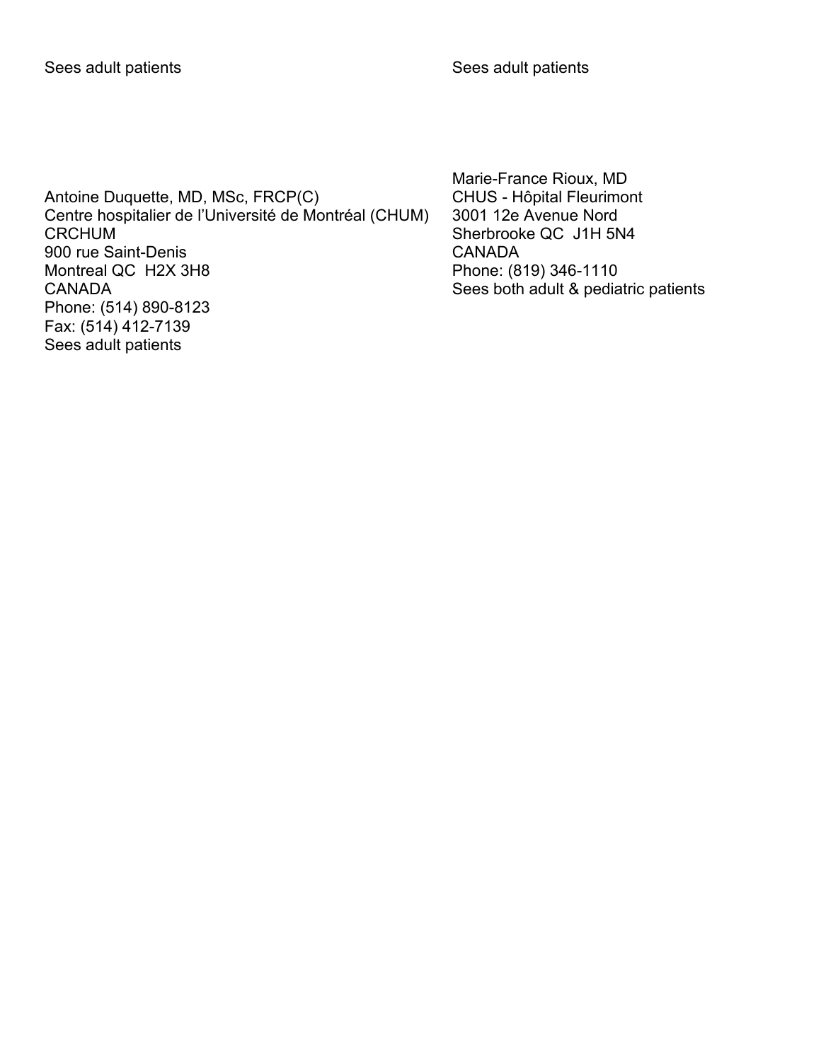Sees adult patients

Antoine Duquette, MD, MSc, FRCP(C)
Centre hospitalier de l'Université de Montréal (CHUM)
CRCHUM
900 rue Saint-Denis
Montreal QC  H2X 3H8
CANADA
Phone: (514) 890-8123
Fax: (514) 412-7139
Sees adult patients

Sees adult patients

Marie-France Rioux, MD
CHUS - Hôpital Fleurimont
3001 12e Avenue Nord
Sherbrooke QC  J1H 5N4
CANADA
Phone: (819) 346-1110
Sees both adult & pediatric patients